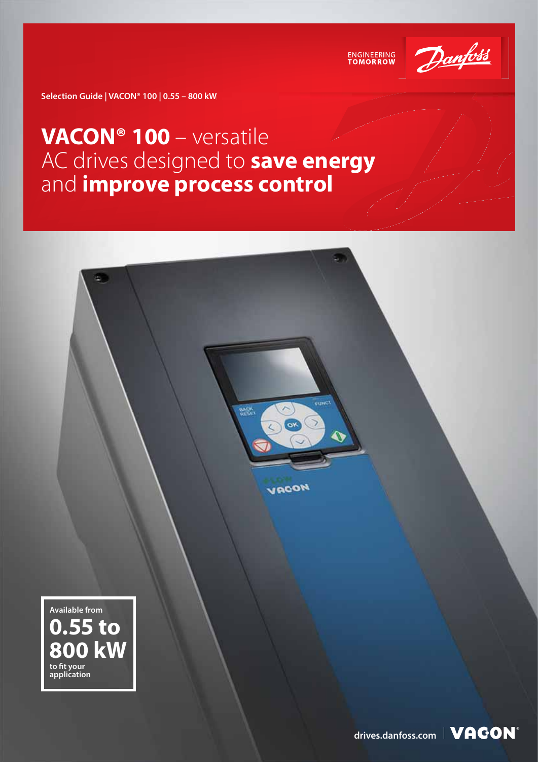ENGINEERING TOMORROW

Selection Guide | VACON® 100 | 0.55 – 800 kW

# **VACON® 100** – versatile AC drives designed to **save energy** and **improve process control**

Available from

**0.55 to 800 kW**

to fit your application

drives.danfoss.com | VACON®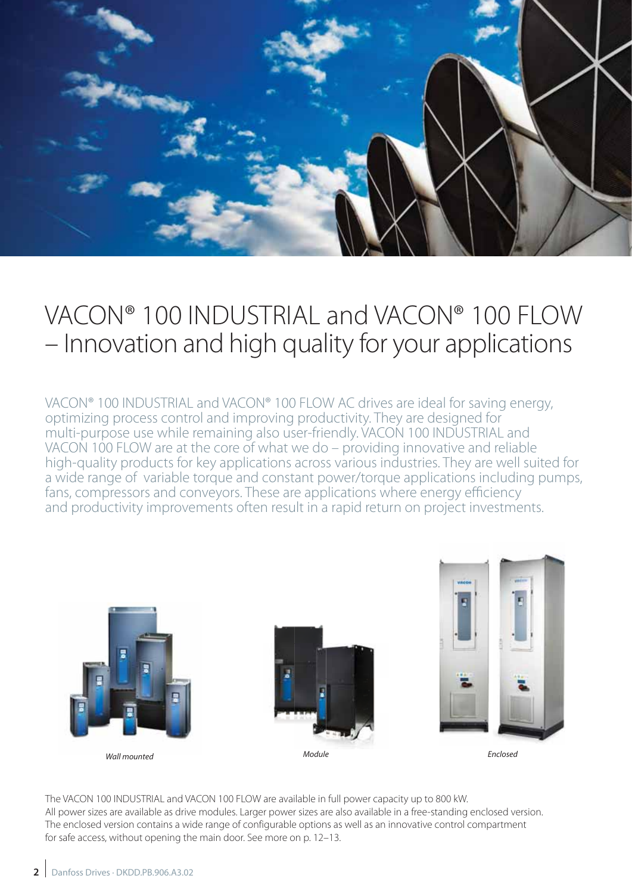# VACON® 100 INDUSTRIAL and VACON® 100 FLOW – Innovation and high quality for your applications

VACON® 100 INDUSTRIAL and VACON® 100 FLOW AC drives are ideal for saving energy, optimizing process control and improving productivity. They are designed for multi-purpose use while remaining also user-friendly. VACON 100 INDUSTRIAL and VACON 100 FLOW are at the core of what we do – providing innovative and reliable high-quality products for key applications across various industries. They are well suited for a wide range of variable torque and constant power/torque applications including pumps, fans, compressors and conveyors. These are applications where energy efficiency and productivity improvements often result in a rapid return on project investments.

*Wall mounted*

*Module*

*Enclosed*

The VACON 100 INDUSTRIAL and VACON 100 FLOW are available in full power capacity up to 800 kW. All power sizes are available as drive modules. Larger power sizes are also available in a free-standing enclosed version. The enclosed version contains a wide range of configurable options as well as an innovative control compartment for safe access, without opening the main door. See more on p. 12–13.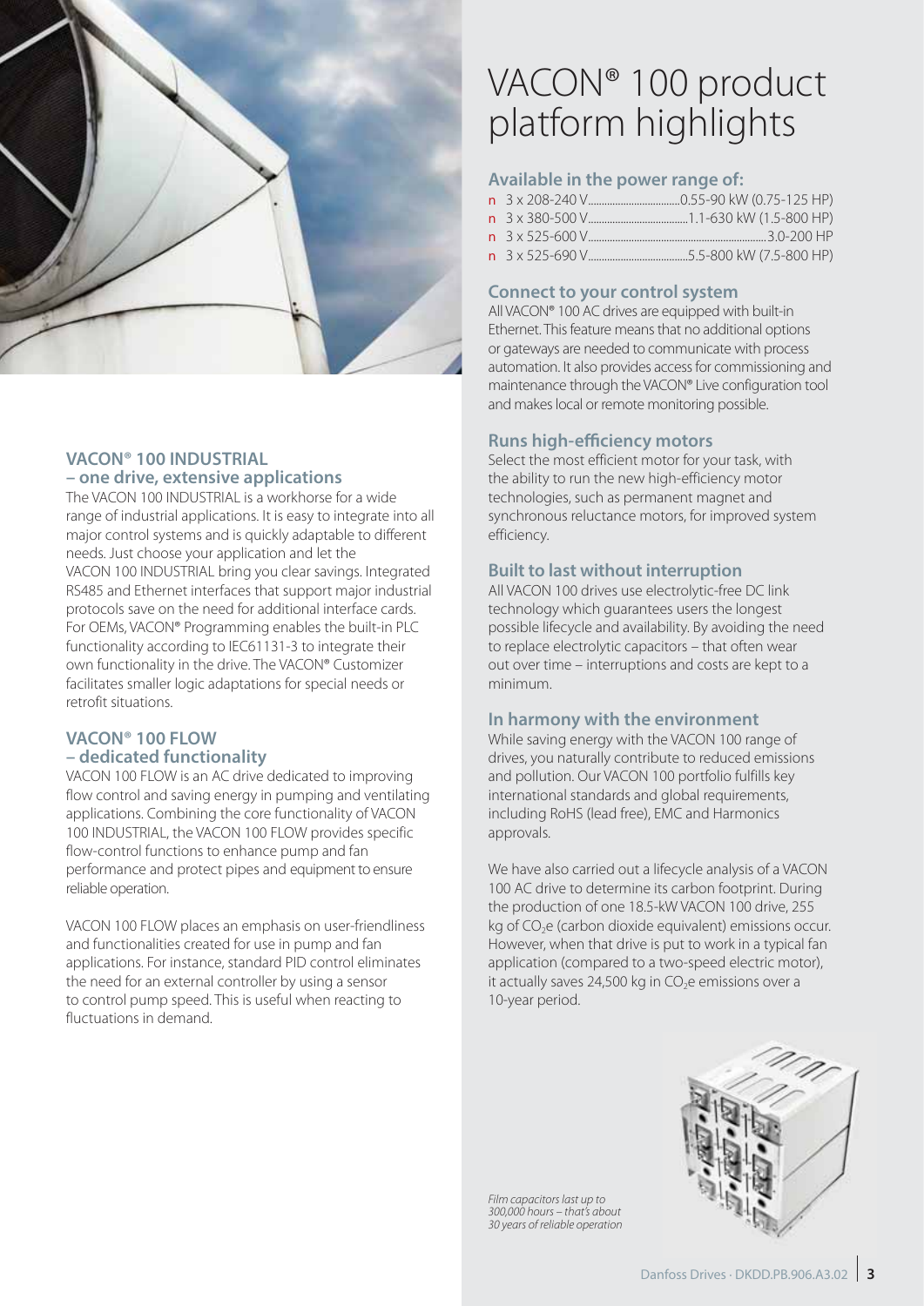# VACON® 100 product platform highlights

### Available in the power range of:

- 3 x 208-240 V..................................0.55-90 kW (0.75-125 HP)
- 3 x 380-500 V.....................................1.1-630 kW (1.5-800 HP)
- 3 x 525-600 V....................................................................3.0-200 HP
- 3 x 525-690 V.....................................5.5-800 kW (7.5-800 HP)

### Connect to your control system

All VACON® 100 AC drives are equipped with built-in Ethernet. This feature means that no additional options or gateways are needed to communicate with process automation. It also provides access for commissioning and maintenance through the VACON® Live configuration tool and makes local or remote monitoring possible.

### Runs high-efficiency motors

Select the most efficient motor for your task, with the ability to run the new high-efficiency motor technologies, such as permanent magnet and synchronous reluctance motors, for improved system efficiency.

### Built to last without interruption

All VACON 100 drives use electrolytic-free DC link technology which guarantees users the longest possible lifecycle and availability. By avoiding the need to replace electrolytic capacitors – that often wear out over time – interruptions and costs are kept to a minimum.

### In harmony with the environment

While saving energy with the VACON 100 range of drives, you naturally contribute to reduced emissions and pollution. Our VACON 100 portfolio fulfills key international standards and global requirements, including RoHS (lead free), EMC and Harmonics approvals.

We have also carried out a lifecycle analysis of a VACON 100 AC drive to determine its carbon footprint. During the production of one 18.5-kW VACON 100 drive, 255 kg of $CO_2e$ (carbon dioxide equivalent) emissions occur. However, when that drive is put to work in a typical fan application (compared to a two-speed electric motor), it actually saves 24,500 kg in $CO_2e$ emissions over a 10-year period.

*Film capacitors last up to 300,000 hours – that's about 30 years of reliable operation*

### VACON® 100 INDUSTRIAL – one drive, extensive applications

The VACON 100 INDUSTRIAL is a workhorse for a wide range of industrial applications. It is easy to integrate into all major control systems and is quickly adaptable to different needs. Just choose your application and let the VACON 100 INDUSTRIAL bring you clear savings. Integrated RS485 and Ethernet interfaces that support major industrial protocols save on the need for additional interface cards. For OEMs, VACON® Programming enables the built-in PLC functionality according to IEC61131-3 to integrate their own functionality in the drive. The VACON® Customizer facilitates smaller logic adaptations for special needs or retrofit situations.

### VACON® 100 FLOW – dedicated functionality

VACON 100 FLOW is an AC drive dedicated to improving flow control and saving energy in pumping and ventilating applications. Combining the core functionality of VACON 100 INDUSTRIAL, the VACON 100 FLOW provides specific flow-control functions to enhance pump and fan performance and protect pipes and equipment to ensure reliable operation.

VACON 100 FLOW places an emphasis on user-friendliness and functionalities created for use in pump and fan applications. For instance, standard PID control eliminates the need for an external controller by using a sensor to control pump speed. This is useful when reacting to fluctuations in demand.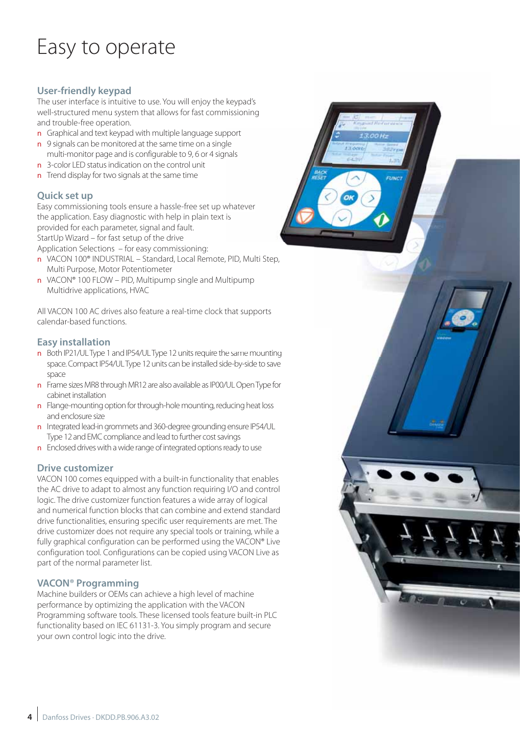# Easy to operate

## User-friendly keypad

The user interface is intuitive to use. You will enjoy the keypad's well-structured menu system that allows for fast commissioning and trouble-free operation.

- Graphical and text keypad with multiple language support
- 9 signals can be monitored at the same time on a single multi-monitor page and is configurable to 9, 6 or 4 signals
- 3-color LED status indication on the control unit
- Trend display for two signals at the same time

## Quick set up

Easy commissioning tools ensure a hassle-free set up whatever the application. Easy diagnostic with help in plain text is provided for each parameter, signal and fault.

StartUp Wizard – for fast setup of the drive

Application Selections – for easy commissioning:

- VACON 100® INDUSTRIAL – Standard, Local Remote, PID, Multi Step, Multi Purpose, Motor Potentiometer
- VACON® 100 FLOW – PID, Multipump single and Multipump Multidrive applications, HVAC

All VACON 100 AC drives also feature a real-time clock that supports calendar-based functions.

## Easy installation

- Both IP21/UL Type 1 and IP54/UL Type 12 units require the same mounting space. Compact IP54/UL Type 12 units can be installed side-by-side to save space
- Frame sizes MR8 through MR12 are also available as IP00/UL Open Type for cabinet installation
- Flange-mounting option for through-hole mounting, reducing heat loss and enclosure size
- Integrated lead-in grommets and 360-degree grounding ensure IP54/UL Type 12 and EMC compliance and lead to further cost savings
- Enclosed drives with a wide range of integrated options ready to use

## Drive customizer

VACON 100 comes equipped with a built-in functionality that enables the AC drive to adapt to almost any function requiring I/O and control logic. The drive customizer function features a wide array of logical and numerical function blocks that can combine and extend standard drive functionalities, ensuring specific user requirements are met. The drive customizer does not require any special tools or training, while a fully graphical configuration can be performed using the VACON® Live configuration tool. Configurations can be copied using VACON Live as part of the normal parameter list.

## VACON® Programming

Machine builders or OEMs can achieve a high level of machine performance by optimizing the application with the VACON Programming software tools. These licensed tools feature built-in PLC functionality based on IEC 61131-3. You simply program and secure your own control logic into the drive.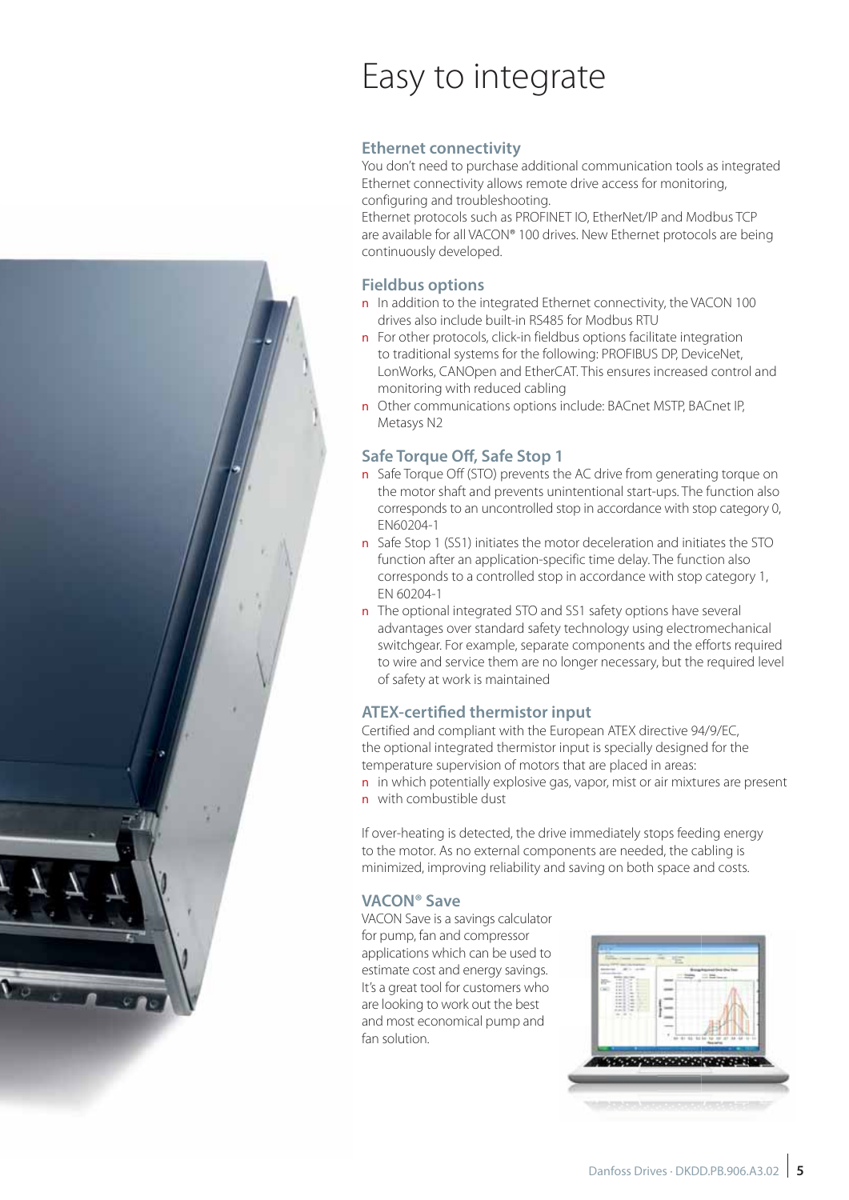# Easy to integrate

## Ethernet connectivity

You don't need to purchase additional communication tools as integrated Ethernet connectivity allows remote drive access for monitoring, configuring and troubleshooting.
Ethernet protocols such as PROFINET IO, EtherNet/IP and Modbus TCP are available for all VACON® 100 drives. New Ethernet protocols are being continuously developed.

## Fieldbus options

- In addition to the integrated Ethernet connectivity, the VACON 100 drives also include built-in RS485 for Modbus RTU
- For other protocols, click-in fieldbus options facilitate integration to traditional systems for the following: PROFIBUS DP, DeviceNet, LonWorks, CANOpen and EtherCAT. This ensures increased control and monitoring with reduced cabling
- Other communications options include: BACnet MSTP, BACnet IP, Metasys N2

## Safe Torque Off, Safe Stop 1

- Safe Torque Off (STO) prevents the AC drive from generating torque on the motor shaft and prevents unintentional start-ups. The function also corresponds to an uncontrolled stop in accordance with stop category 0, EN60204-1
- Safe Stop 1 (SS1) initiates the motor deceleration and initiates the STO function after an application-specific time delay. The function also corresponds to a controlled stop in accordance with stop category 1, EN 60204-1
- The optional integrated STO and SS1 safety options have several advantages over standard safety technology using electromechanical switchgear. For example, separate components and the efforts required to wire and service them are no longer necessary, but the required level of safety at work is maintained

## ATEX-certified thermistor input

Certified and compliant with the European ATEX directive 94/9/EC, the optional integrated thermistor input is specially designed for the temperature supervision of motors that are placed in areas:

- in which potentially explosive gas, vapor, mist or air mixtures are present
- with combustible dust

If over-heating is detected, the drive immediately stops feeding energy to the motor. As no external components are needed, the cabling is minimized, improving reliability and saving on both space and costs.

## VACON® Save

VACON Save is a savings calculator for pump, fan and compressor applications which can be used to estimate cost and energy savings. It's a great tool for customers who are looking to work out the best and most economical pump and fan solution.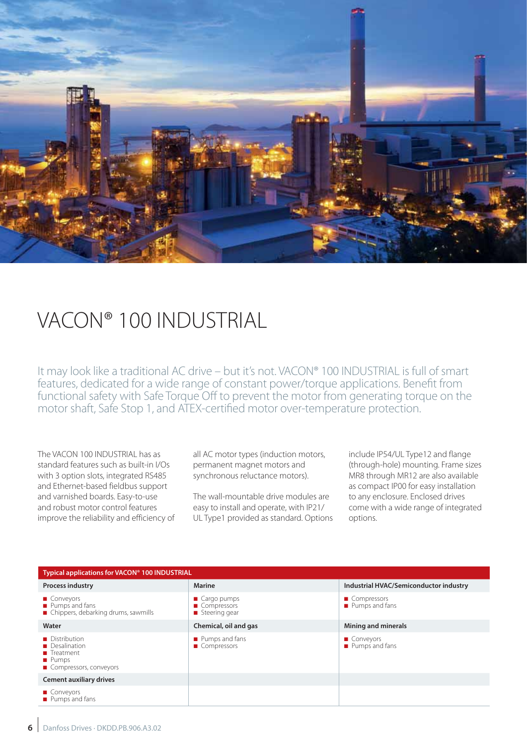# VACON® 100 INDUSTRIAL

It may look like a traditional AC drive – but it's not. VACON® 100 INDUSTRIAL is full of smart features, dedicated for a wide range of constant power/torque applications. Benefit from functional safety with Safe Torque Off to prevent the motor from generating torque on the motor shaft, Safe Stop 1, and ATEX-certified motor over-temperature protection.

The VACON 100 INDUSTRIAL has as standard features such as built-in I/Os with 3 option slots, integrated RS485 and Ethernet-based fieldbus support and varnished boards. Easy-to-use and robust motor control features improve the reliability and efficiency of all AC motor types (induction motors, permanent magnet motors and synchronous reluctance motors).

The wall-mountable drive modules are easy to install and operate, with IP21/ UL Type1 provided as standard. Options include IP54/UL Type12 and flange (through-hole) mounting. Frame sizes MR8 through MR12 are also available as compact IP00 for easy installation to any enclosure. Enclosed drives come with a wide range of integrated options.

| Typical applications for VACON® 100 INDUSTRIAL | | |
|---|---|---|
| **Process industry** | **Marine** | **Industrial HVAC/Semiconductor industry** |
| ■ Conveyors<br>■ Pumps and fans<br>■ Chippers, debarking drums, sawmills | ■ Cargo pumps<br>■ Compressors<br>■ Steering gear | ■ Compressors<br>■ Pumps and fans |
| **Water** | **Chemical, oil and gas** | **Mining and minerals** |
| ■ Distribution<br>■ Desalination<br>■ Treatment<br>■ Pumps<br>■ Compressors, conveyors | ■ Pumps and fans<br>■ Compressors | ■ Conveyors<br>■ Pumps and fans |
| **Cement auxiliary drives** | | |
| ■ Conveyors<br>■ Pumps and fans | | |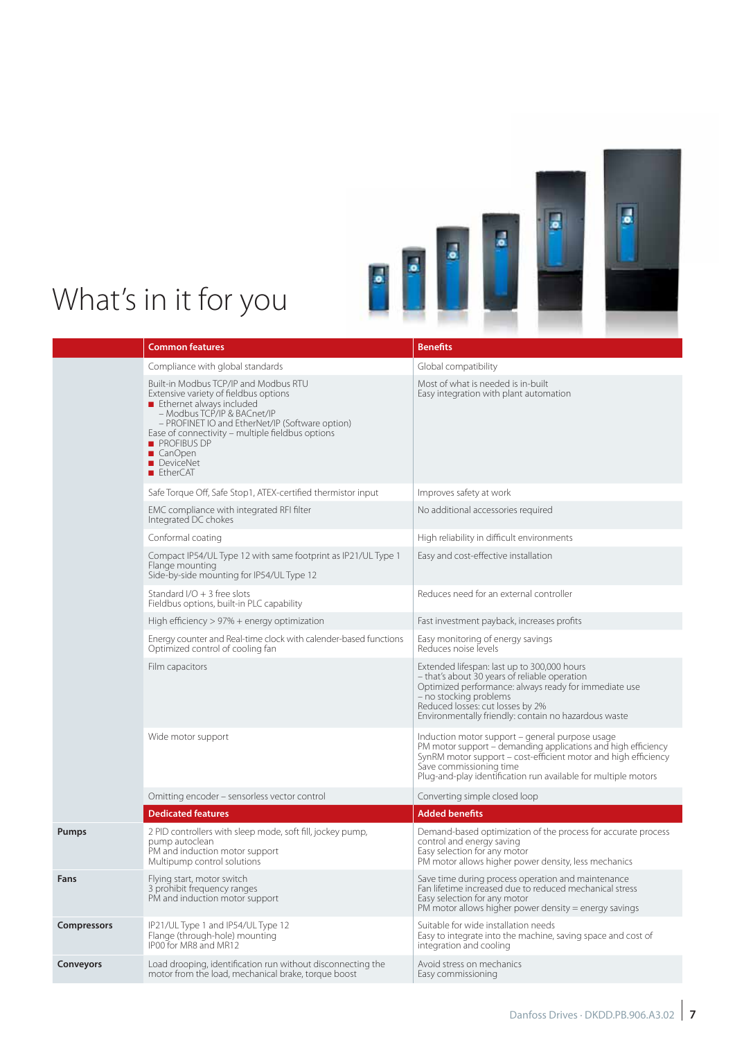# What's in it for you

| | Common features | Benefits |
|---|---|---|
| | Compliance with global standards | Global compatibility |
| | Built-in Modbus TCP/IP and Modbus RTU<br>Extensive variety of fieldbus options<br>■ Ethernet always included<br>– Modbus TCP/IP & BACnet/IP<br>– PROFINET IO and EtherNet/IP (Software option)<br>Ease of connectivity – multiple fieldbus options<br>■ PROFIBUS DP<br>■ CanOpen<br>■ DeviceNet<br>■ EtherCAT | Most of what is needed is in-built<br>Easy integration with plant automation |
| | Safe Torque Off, Safe Stop1, ATEX-certified thermistor input | Improves safety at work |
| | EMC compliance with integrated RFI filter<br>Integrated DC chokes | No additional accessories required |
| | Conformal coating | High reliability in difficult environments |
| | Compact IP54/UL Type 12 with same footprint as IP21/UL Type 1<br>Flange mounting<br>Side-by-side mounting for IP54/UL Type 12 | Easy and cost-effective installation |
| | Standard I/O + 3 free slots<br>Fieldbus options, built-in PLC capability | Reduces need for an external controller |
| | High efficiency > 97% + energy optimization | Fast investment payback, increases profits |
| | Energy counter and Real-time clock with calender-based functions<br>Optimized control of cooling fan | Easy monitoring of energy savings<br>Reduces noise levels |
| | Film capacitors | Extended lifespan: last up to 300,000 hours<br>– that's about 30 years of reliable operation<br>Optimized performance: always ready for immediate use<br>– no stocking problems<br>Reduced losses: cut losses by 2%<br>Environmentally friendly: contain no hazardous waste |
| | Wide motor support | Induction motor support – general purpose usage<br>PM motor support – demanding applications and high efficiency<br>SynRM motor support – cost-efficient motor and high efficiency<br>Save commissioning time<br>Plug-and-play identification run available for multiple motors |
| | Omitting encoder – sensorless vector control | Converting simple closed loop |
| | **Dedicated features** | **Added benefits** |
| **Pumps** | 2 PID controllers with sleep mode, soft fill, jockey pump, pump autoclean<br>PM and induction motor support<br>Multipump control solutions | Demand-based optimization of the process for accurate process control and energy saving<br>Easy selection for any motor<br>PM motor allows higher power density, less mechanics |
| **Fans** | Flying start, motor switch<br>3 prohibit frequency ranges<br>PM and induction motor support | Save time during process operation and maintenance<br>Fan lifetime increased due to reduced mechanical stress<br>Easy selection for any motor<br>PM motor allows higher power density = energy savings |
| **Compressors** | IP21/UL Type 1 and IP54/UL Type 12<br>Flange (through-hole) mounting<br>IP00 for MR8 and MR12 | Suitable for wide installation needs<br>Easy to integrate into the machine, saving space and cost of integration and cooling |
| **Conveyors** | Load drooping, identification run without disconnecting the motor from the load, mechanical brake, torque boost | Avoid stress on mechanics<br>Easy commissioning |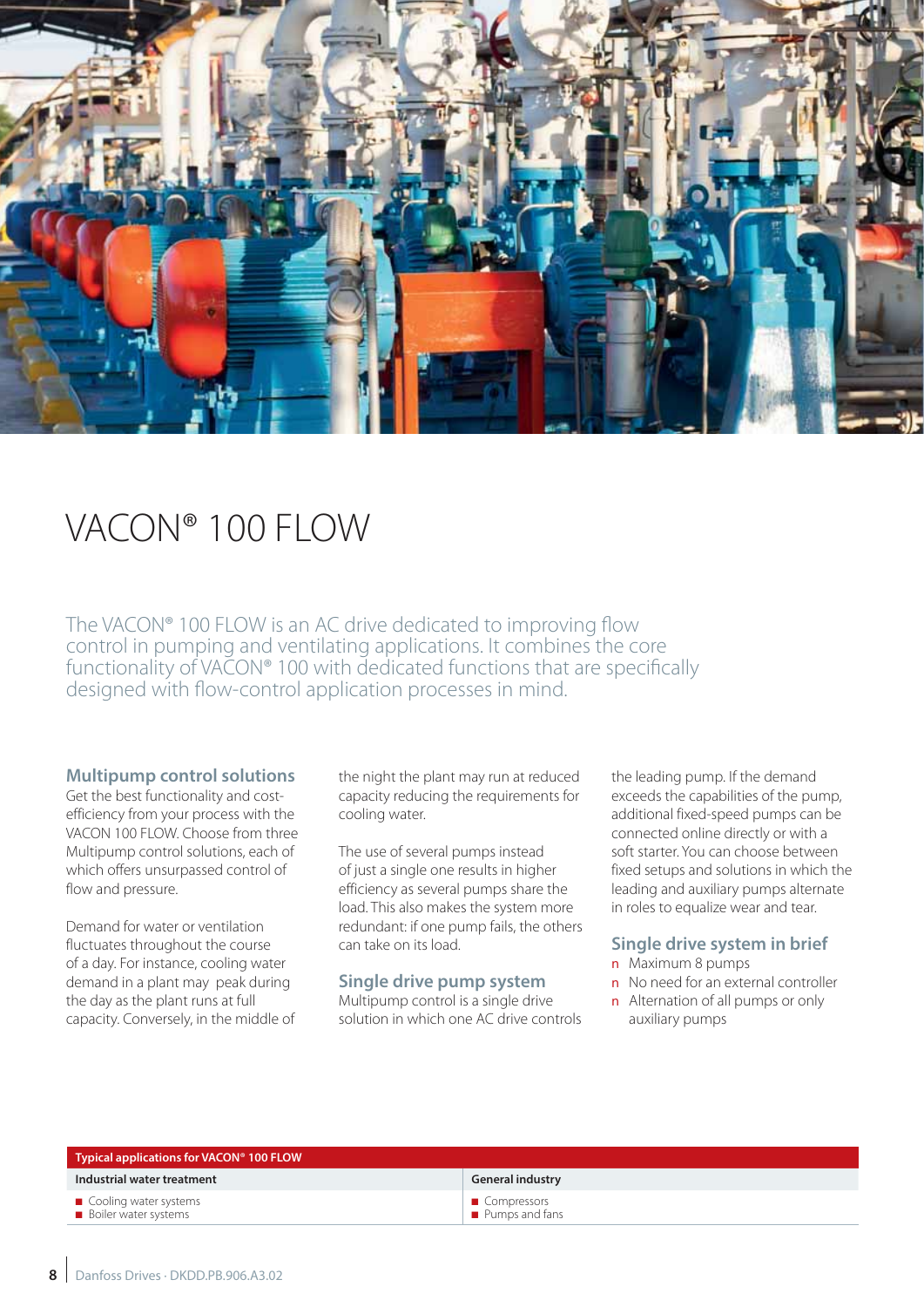# VACON® 100 FLOW

The VACON® 100 FLOW is an AC drive dedicated to improving flow control in pumping and ventilating applications. It combines the core functionality of VACON® 100 with dedicated functions that are specifically designed with flow-control application processes in mind.

### Multipump control solutions

Get the best functionality and cost-efficiency from your process with the VACON 100 FLOW. Choose from three Multipump control solutions, each of which offers unsurpassed control of flow and pressure.

Demand for water or ventilation fluctuates throughout the course of a day. For instance, cooling water demand in a plant may peak during the day as the plant runs at full capacity. Conversely, in the middle of the night the plant may run at reduced capacity reducing the requirements for cooling water.

The use of several pumps instead of just a single one results in higher efficiency as several pumps share the load. This also makes the system more redundant: if one pump fails, the others can take on its load.

### Single drive pump system

Multipump control is a single drive solution in which one AC drive controls the leading pump. If the demand exceeds the capabilities of the pump, additional fixed-speed pumps can be connected online directly or with a soft starter. You can choose between fixed setups and solutions in which the leading and auxiliary pumps alternate in roles to equalize wear and tear.

### Single drive system in brief

- Maximum 8 pumps
- No need for an external controller
- Alternation of all pumps or only auxiliary pumps

| Typical applications for VACON® 100 FLOW | |
|---|---|
| **Industrial water treatment** | **General industry** |
| ■ Cooling water systems<br>■ Boiler water systems | ■ Compressors<br>■ Pumps and fans |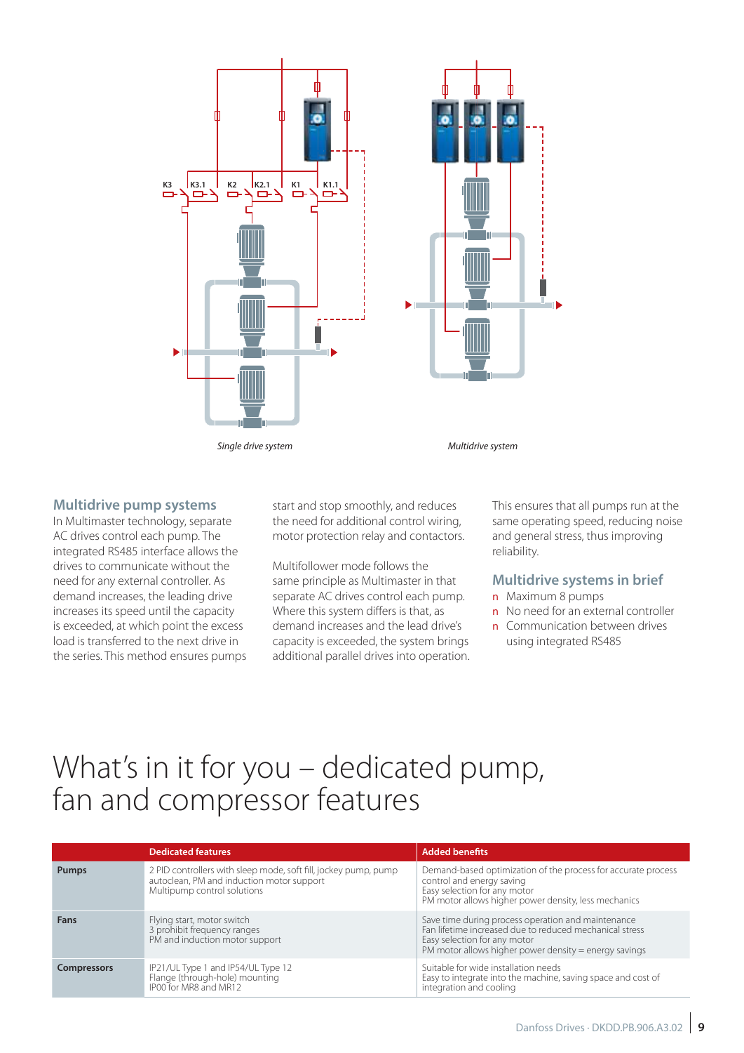K3 K3.1 K2 K2.1 K1 K1.1

*Single drive system*

*Multidrive system*

## Multidrive pump systems

In Multimaster technology, separate AC drives control each pump. The integrated RS485 interface allows the drives to communicate without the need for any external controller. As demand increases, the leading drive increases its speed until the capacity is exceeded, at which point the excess load is transferred to the next drive in the series. This method ensures pumps start and stop smoothly, and reduces the need for additional control wiring, motor protection relay and contactors.

Multifollower mode follows the same principle as Multimaster in that separate AC drives control each pump. Where this system differs is that, as demand increases and the lead drive's capacity is exceeded, the system brings additional parallel drives into operation. This ensures that all pumps run at the same operating speed, reducing noise and general stress, thus improving reliability.

## Multidrive systems in brief

- Maximum 8 pumps
- No need for an external controller
- Communication between drives using integrated RS485

# What's in it for you – dedicated pump, fan and compressor features

| | Dedicated features | Added benefits |
|---|---|---|
| **Pumps** | 2 PID controllers with sleep mode, soft fill, jockey pump, pump autoclean, PM and induction motor support<br>Multipump control solutions | Demand-based optimization of the process for accurate process control and energy saving<br>Easy selection for any motor<br>PM motor allows higher power density, less mechanics |
| **Fans** | Flying start, motor switch<br>3 prohibit frequency ranges<br>PM and induction motor support | Save time during process operation and maintenance<br>Fan lifetime increased due to reduced mechanical stress<br>Easy selection for any motor<br>PM motor allows higher power density = energy savings |
| **Compressors** | IP21/UL Type 1 and IP54/UL Type 12<br>Flange (through-hole) mounting<br>IP00 for MR8 and MR12 | Suitable for wide installation needs<br>Easy to integrate into the machine, saving space and cost of integration and cooling |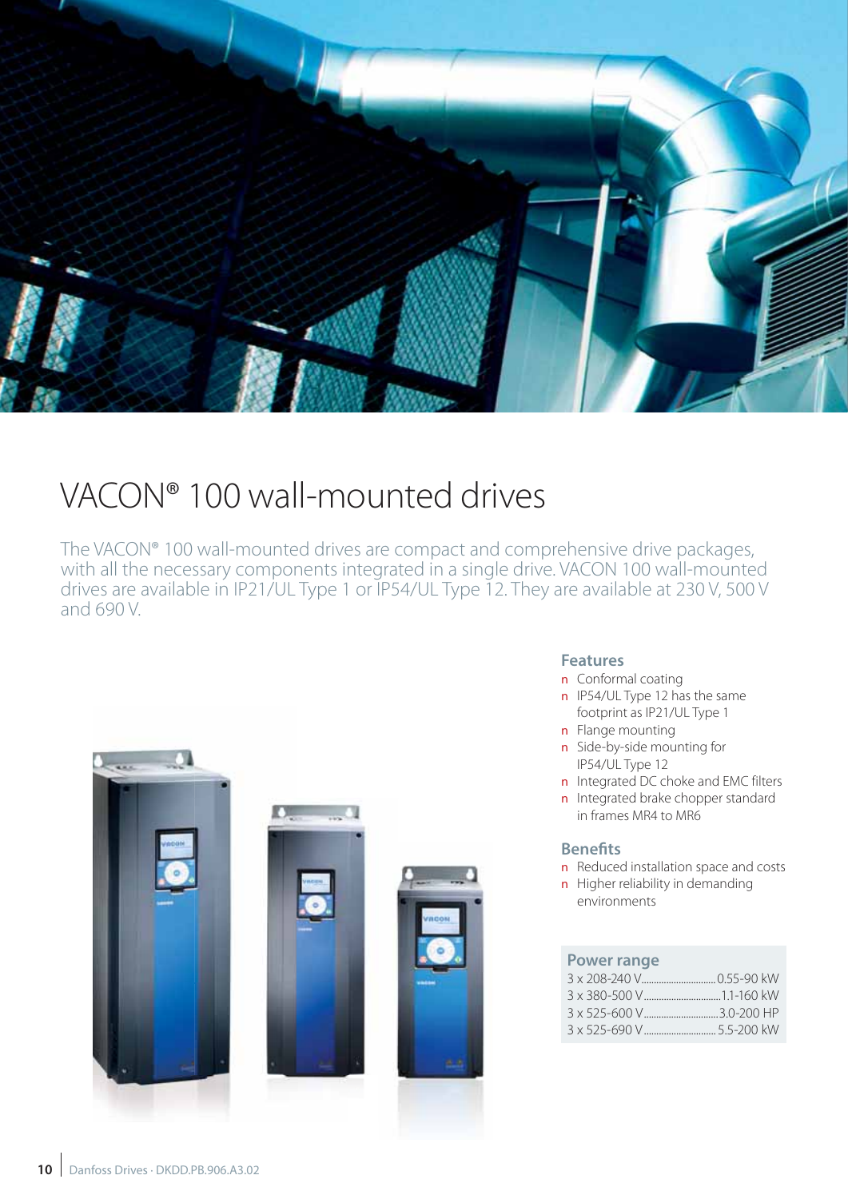# VACON® 100 wall-mounted drives

The VACON® 100 wall-mounted drives are compact and comprehensive drive packages, with all the necessary components integrated in a single drive. VACON 100 wall-mounted drives are available in IP21/UL Type 1 or IP54/UL Type 12. They are available at 230 V, 500 V and 690 V.

### Features

- Conformal coating
- IP54/UL Type 12 has the same footprint as IP21/UL Type 1
- Flange mounting
- Side-by-side mounting for IP54/UL Type 12
- Integrated DC choke and EMC filters
- Integrated brake chopper standard in frames MR4 to MR6

### Benefits

- Reduced installation space and costs
- Higher reliability in demanding environments

| Power range | |
|---|---|
| 3 x 208-240 V | 0.55-90 kW |
| 3 x 380-500 V | 1.1-160 kW |
| 3 x 525-600 V | 3.0-200 HP |
| 3 x 525-690 V | 5.5-200 kW |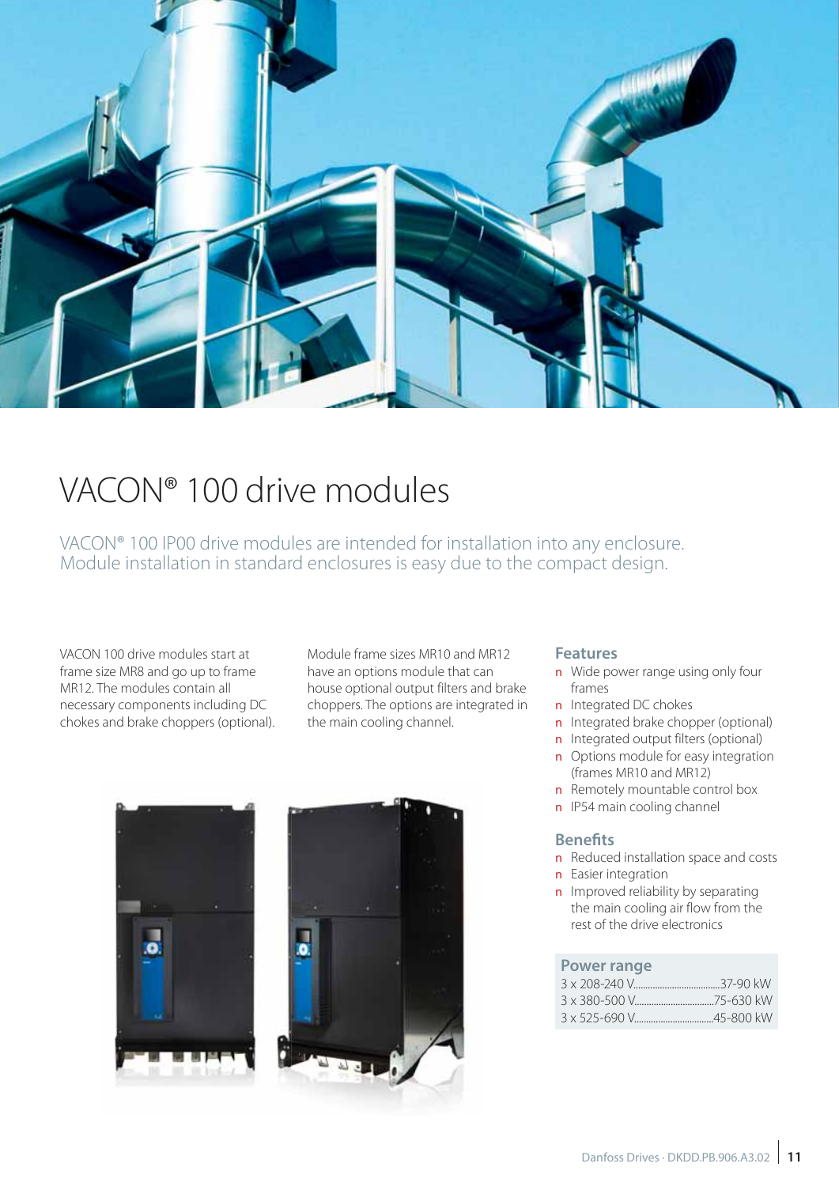# VACON® 100 drive modules

VACON® 100 IP00 drive modules are intended for installation into any enclosure. Module installation in standard enclosures is easy due to the compact design.

VACON 100 drive modules start at frame size MR8 and go up to frame MR12. The modules contain all necessary components including DC chokes and brake choppers (optional).

Module frame sizes MR10 and MR12 have an options module that can house optional output filters and brake choppers. The options are integrated in the main cooling channel.

### Features

- Wide power range using only four frames
- Integrated DC chokes
- Integrated brake chopper (optional)
- Integrated output filters (optional)
- Options module for easy integration (frames MR10 and MR12)
- Remotely mountable control box
- IP54 main cooling channel

### Benefits

- Reduced installation space and costs
- Easier integration
- Improved reliability by separating the main cooling air flow from the rest of the drive electronics

### Power range

| | |
|---|---|
| 3 x 208-240 V | 37-90 kW |
| 3 x 380-500 V | 75-630 kW |
| 3 x 525-690 V | 45-800 kW |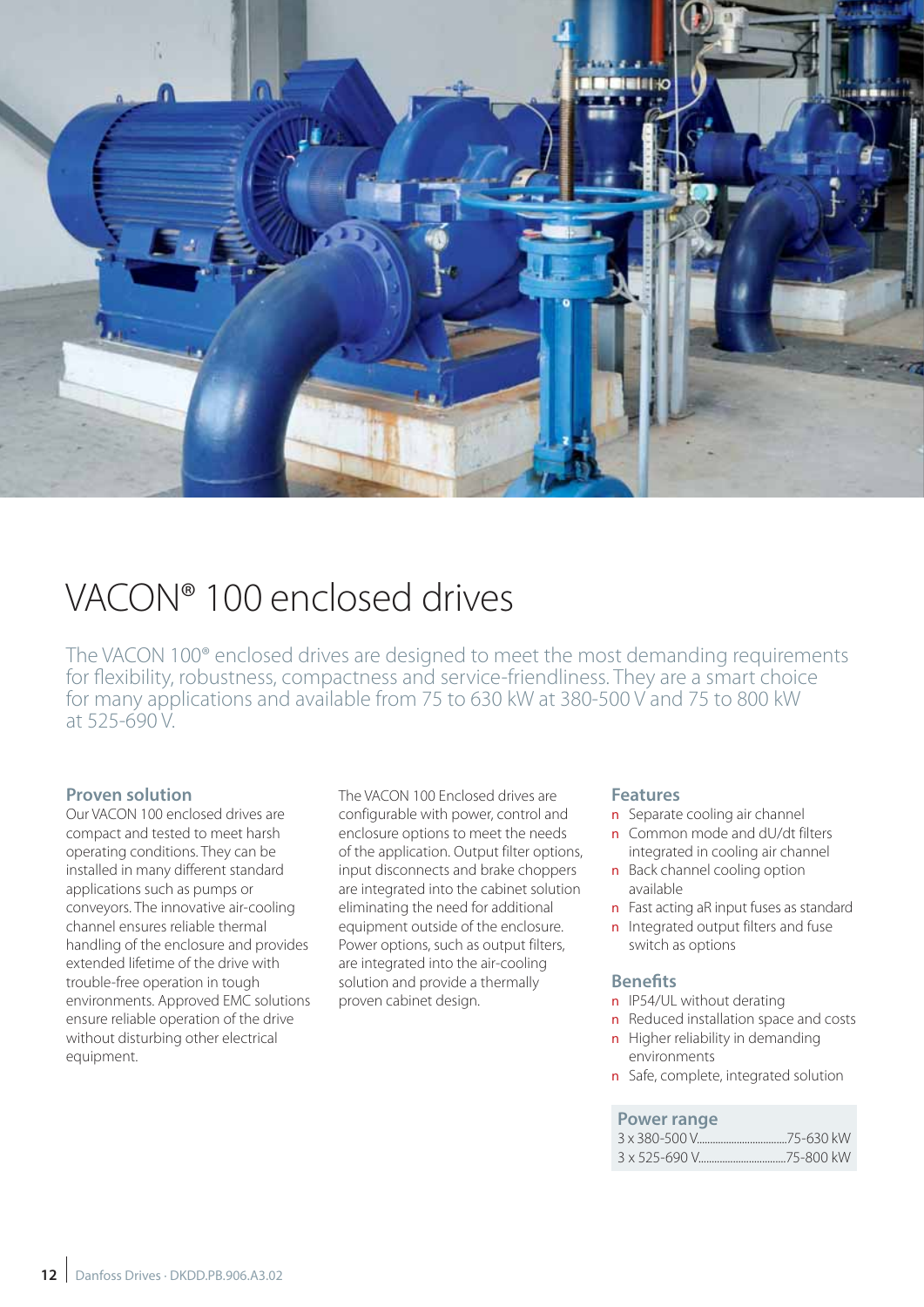# VACON® 100 enclosed drives

The VACON 100® enclosed drives are designed to meet the most demanding requirements for flexibility, robustness, compactness and service-friendliness. They are a smart choice for many applications and available from 75 to 630 kW at 380-500 V and 75 to 800 kW at 525-690 V.

### Proven solution

Our VACON 100 enclosed drives are compact and tested to meet harsh operating conditions. They can be installed in many different standard applications such as pumps or conveyors. The innovative air-cooling channel ensures reliable thermal handling of the enclosure and provides extended lifetime of the drive with trouble-free operation in tough environments. Approved EMC solutions ensure reliable operation of the drive without disturbing other electrical equipment.

The VACON 100 Enclosed drives are configurable with power, control and enclosure options to meet the needs of the application. Output filter options, input disconnects and brake choppers are integrated into the cabinet solution eliminating the need for additional equipment outside of the enclosure. Power options, such as output filters, are integrated into the air-cooling solution and provide a thermally proven cabinet design.

### Features

- Separate cooling air channel
- Common mode and dU/dt filters integrated in cooling air channel
- Back channel cooling option available
- Fast acting aR input fuses as standard
- Integrated output filters and fuse switch as options

### Benefits

- IP54/UL without derating
- Reduced installation space and costs
- Higher reliability in demanding environments
- Safe, complete, integrated solution

### Power range

| | |
|---|---|
| 3 x 380-500 V | 75-630 kW |
| 3 x 525-690 V | 75-800 kW |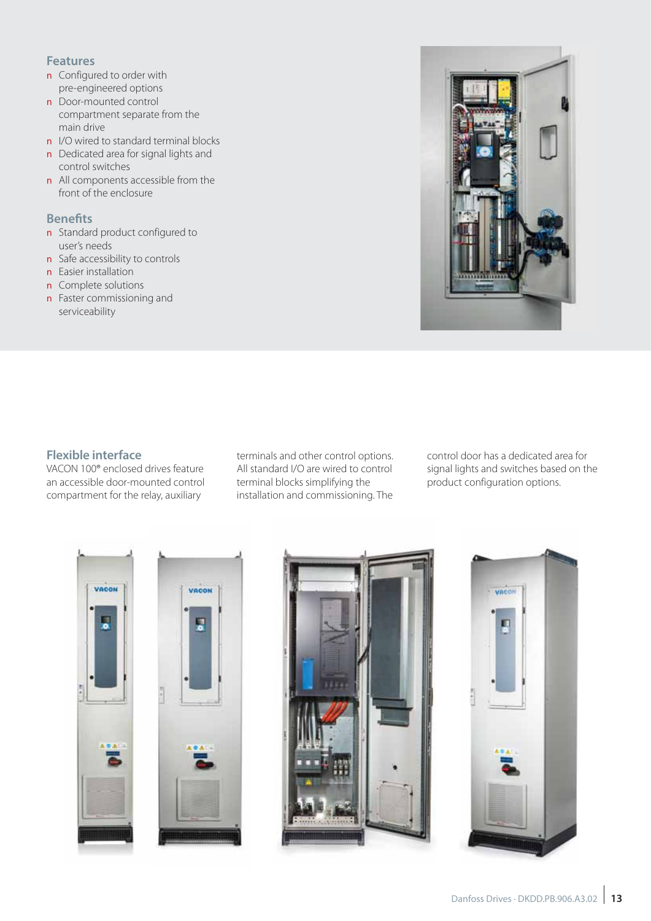## Features

- Configured to order with pre-engineered options
- Door-mounted control compartment separate from the main drive
- I/O wired to standard terminal blocks
- Dedicated area for signal lights and control switches
- All components accessible from the front of the enclosure

## Benefits

- Standard product configured to user's needs
- Safe accessibility to controls
- Easier installation
- Complete solutions
- Faster commissioning and serviceability

## Flexible interface

VACON 100® enclosed drives feature an accessible door-mounted control compartment for the relay, auxiliary terminals and other control options. All standard I/O are wired to control terminal blocks simplifying the installation and commissioning. The control door has a dedicated area for signal lights and switches based on the product configuration options.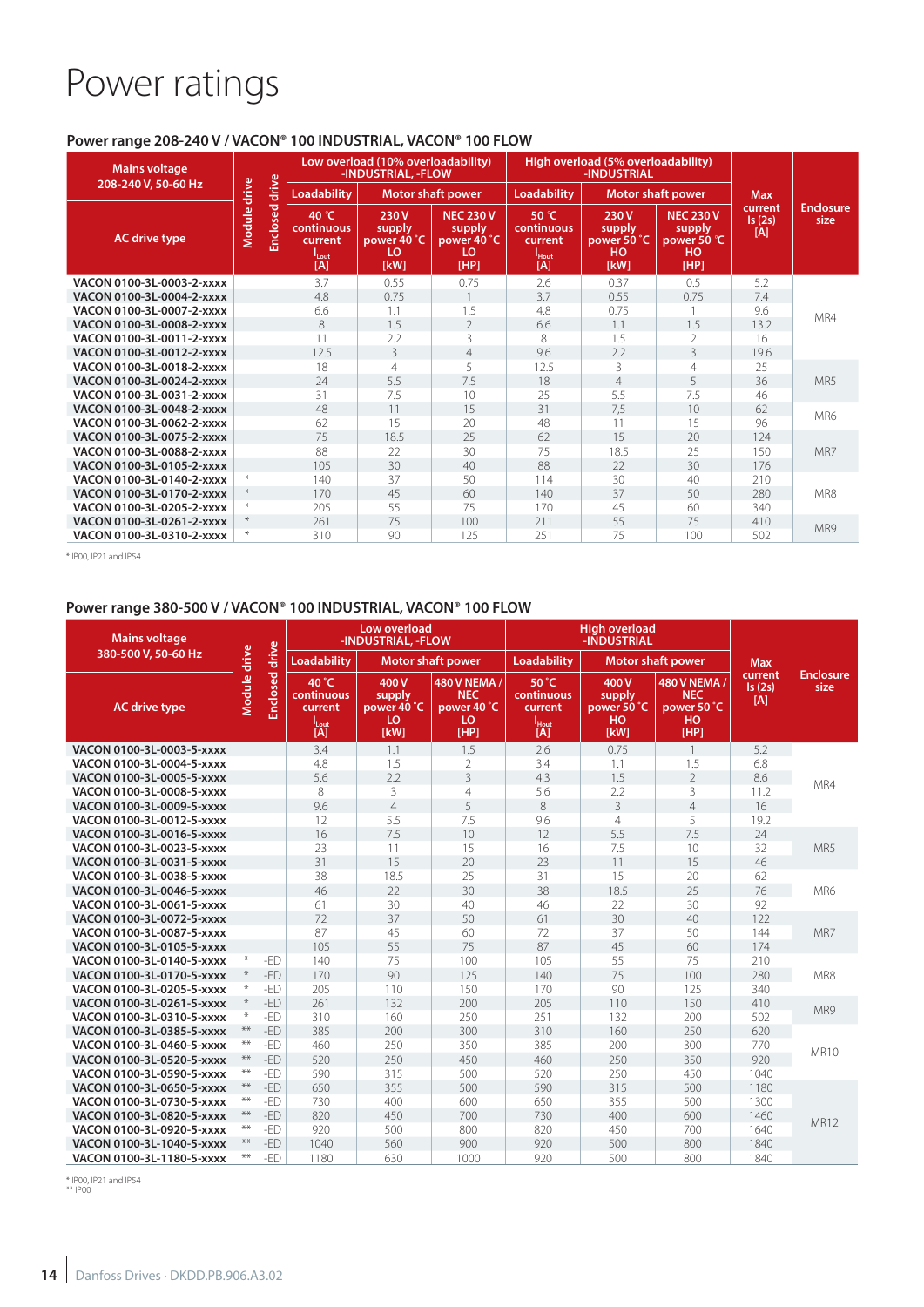# Power ratings

### Power range 208-240 V / VACON® 100 INDUSTRIAL, VACON® 100 FLOW

| Mains voltage 208-240 V, 50-60 Hz | Module drive | Enclosed drive | Low overload (10% overloadability) -INDUSTRIAL, -FLOW | | | High overload (5% overloadability) -INDUSTRIAL | | | Max current Is (2s) [A] | Enclosure size |
|---|---|---|---|---|---|---|---|---|---|---|
| | | | Loadability | Motor shaft power | | Loadability | Motor shaft power | | | |
| AC drive type | | | 40 °C continuous current $I_{Lout}$ [A] | 230 V supply power 40 °C LO [kW] | NEC 230 V supply power 40 °C LO [HP] | 50 °C continuous current $I_{Hout}$ [A] | 230 V supply power 50 °C HO [kW] | NEC 230 V supply power 50 °C HO [HP] | | |
| VACON 0100-3L-0003-2-xxxx | | | 3.7 | 0.55 | 0.75 | 2.6 | 0.37 | 0.5 | 5.2 | MR4 |
| VACON 0100-3L-0004-2-xxxx | | | 4.8 | 0.75 | 1 | 3.7 | 0.55 | 0.75 | 7.4 | MR4 |
| VACON 0100-3L-0007-2-xxxx | | | 6.6 | 1.1 | 1.5 | 4.8 | 0.75 | 1 | 9.6 | MR4 |
| VACON 0100-3L-0008-2-xxxx | | | 8 | 1.5 | 2 | 6.6 | 1.1 | 1.5 | 13.2 | MR4 |
| VACON 0100-3L-0011-2-xxxx | | | 11 | 2.2 | 3 | 8 | 1.5 | 2 | 16 | MR4 |
| VACON 0100-3L-0012-2-xxxx | | | 12.5 | 3 | 4 | 9.6 | 2.2 | 3 | 19.6 | MR4 |
| VACON 0100-3L-0018-2-xxxx | | | 18 | 4 | 5 | 12.5 | 3 | 4 | 25 | MR5 |
| VACON 0100-3L-0024-2-xxxx | | | 24 | 5.5 | 7.5 | 18 | 4 | 5 | 36 | MR5 |
| VACON 0100-3L-0031-2-xxxx | | | 31 | 7.5 | 10 | 25 | 5.5 | 7.5 | 46 | MR5 |
| VACON 0100-3L-0048-2-xxxx | | | 48 | 11 | 15 | 31 | 7.5 | 10 | 62 | MR6 |
| VACON 0100-3L-0062-2-xxxx | | | 62 | 15 | 20 | 48 | 11 | 15 | 96 | MR6 |
| VACON 0100-3L-0075-2-xxxx | | | 75 | 18.5 | 25 | 62 | 15 | 20 | 124 | MR7 |
| VACON 0100-3L-0088-2-xxxx | | | 88 | 22 | 30 | 75 | 18.5 | 25 | 150 | MR7 |
| VACON 0100-3L-0105-2-xxxx | | | 105 | 30 | 40 | 88 | 22 | 30 | 176 | MR7 |
| VACON 0100-3L-0140-2-xxxx | * | | 140 | 37 | 50 | 114 | 30 | 40 | 210 | MR8 |
| VACON 0100-3L-0170-2-xxxx | * | | 170 | 45 | 60 | 140 | 37 | 50 | 280 | MR8 |
| VACON 0100-3L-0205-2-xxxx | * | | 205 | 55 | 75 | 170 | 45 | 60 | 340 | MR8 |
| VACON 0100-3L-0261-2-xxxx | * | | 261 | 75 | 100 | 211 | 55 | 75 | 410 | MR9 |
| VACON 0100-3L-0310-2-xxxx | * | | 310 | 90 | 125 | 251 | 75 | 100 | 502 | MR9 |

\* IP00, IP21 and IP54

### Power range 380-500 V / VACON® 100 INDUSTRIAL, VACON® 100 FLOW

| Mains voltage 380-500 V, 50-60 Hz | Module drive | Enclosed drive | Low overload -INDUSTRIAL, -FLOW | | | High overload -INDUSTRIAL | | | Max current Is (2s) [A] | Enclosure size |
|---|---|---|---|---|---|---|---|---|---|---|
| | | | Loadability | Motor shaft power | | Loadability | Motor shaft power | | | |
| AC drive type | | | 40 °C continuous current $I_{Lout}$ [A] | 400 V supply power 40 °C LO [kW] | 480 V NEMA / NEC power 40 °C LO [HP] | 50 °C continuous current $I_{Hout}$ [A] | 400 V supply power 50 °C HO [kW] | 480 V NEMA / NEC power 50 °C HO [HP] | | |
| VACON 0100-3L-0003-5-xxxx | | | 3.4 | 1.1 | 1.5 | 2.6 | 0.75 | 1 | 5.2 | MR4 |
| VACON 0100-3L-0004-5-xxxx | | | 4.8 | 1.5 | 2 | 3.4 | 1.1 | 1.5 | 6.8 | MR4 |
| VACON 0100-3L-0005-5-xxxx | | | 5.6 | 2.2 | 3 | 4.3 | 1.5 | 2 | 8.6 | MR4 |
| VACON 0100-3L-0008-5-xxxx | | | 8 | 3 | 4 | 5.6 | 2.2 | 3 | 11.2 | MR4 |
| VACON 0100-3L-0009-5-xxxx | | | 9.6 | 4 | 5 | 8 | 3 | 4 | 16 | MR4 |
| VACON 0100-3L-0012-5-xxxx | | | 12 | 5.5 | 7.5 | 9.6 | 4 | 5 | 19.2 | MR4 |
| VACON 0100-3L-0016-5-xxxx | | | 16 | 7.5 | 10 | 12 | 5.5 | 7.5 | 24 | MR5 |
| VACON 0100-3L-0023-5-xxxx | | | 23 | 11 | 15 | 16 | 7.5 | 10 | 32 | MR5 |
| VACON 0100-3L-0031-5-xxxx | | | 31 | 15 | 20 | 23 | 11 | 15 | 46 | MR5 |
| VACON 0100-3L-0038-5-xxxx | | | 38 | 18.5 | 25 | 31 | 15 | 20 | 62 | MR6 |
| VACON 0100-3L-0046-5-xxxx | | | 46 | 22 | 30 | 38 | 18.5 | 25 | 76 | MR6 |
| VACON 0100-3L-0061-5-xxxx | | | 61 | 30 | 40 | 46 | 22 | 30 | 92 | MR6 |
| VACON 0100-3L-0072-5-xxxx | | | 72 | 37 | 50 | 61 | 30 | 40 | 122 | MR7 |
| VACON 0100-3L-0087-5-xxxx | | | 87 | 45 | 60 | 72 | 37 | 50 | 144 | MR7 |
| VACON 0100-3L-0105-5-xxxx | | | 105 | 55 | 75 | 87 | 45 | 60 | 174 | MR7 |
| VACON 0100-3L-0140-5-xxxx | * | -ED | 140 | 75 | 100 | 105 | 55 | 75 | 210 | MR8 |
| VACON 0100-3L-0170-5-xxxx | * | -ED | 170 | 90 | 125 | 140 | 75 | 100 | 280 | MR8 |
| VACON 0100-3L-0205-5-xxxx | * | -ED | 205 | 110 | 150 | 170 | 90 | 125 | 340 | MR8 |
| VACON 0100-3L-0261-5-xxxx | * | -ED | 261 | 132 | 200 | 205 | 110 | 150 | 410 | MR9 |
| VACON 0100-3L-0310-5-xxxx | * | -ED | 310 | 160 | 250 | 251 | 132 | 200 | 502 | MR9 |
| VACON 0100-3L-0385-5-xxxx | ** | -ED | 385 | 200 | 300 | 310 | 160 | 250 | 620 | MR10 |
| VACON 0100-3L-0460-5-xxxx | ** | -ED | 460 | 250 | 350 | 385 | 200 | 300 | 770 | MR10 |
| VACON 0100-3L-0520-5-xxxx | ** | -ED | 520 | 250 | 450 | 460 | 250 | 350 | 920 | MR10 |
| VACON 0100-3L-0590-5-xxxx | ** | -ED | 590 | 315 | 500 | 520 | 250 | 450 | 1040 | MR12 |
| VACON 0100-3L-0650-5-xxxx | ** | -ED | 650 | 355 | 500 | 590 | 315 | 500 | 1180 | MR12 |
| VACON 0100-3L-0730-5-xxxx | ** | -ED | 730 | 400 | 600 | 650 | 355 | 500 | 1300 | MR12 |
| VACON 0100-3L-0820-5-xxxx | ** | -ED | 820 | 450 | 700 | 730 | 400 | 600 | 1460 | MR12 |
| VACON 0100-3L-0920-5-xxxx | ** | -ED | 920 | 500 | 800 | 820 | 450 | 700 | 1640 | MR12 |
| VACON 0100-3L-1040-5-xxxx | ** | -ED | 1040 | 560 | 900 | 920 | 500 | 800 | 1840 | MR12 |
| VACON 0100-3L-1180-5-xxxx | ** | -ED | 1180 | 630 | 1000 | 920 | 500 | 800 | 1840 | MR12 |

\* IP00, IP21 and IP54
\*\* IP00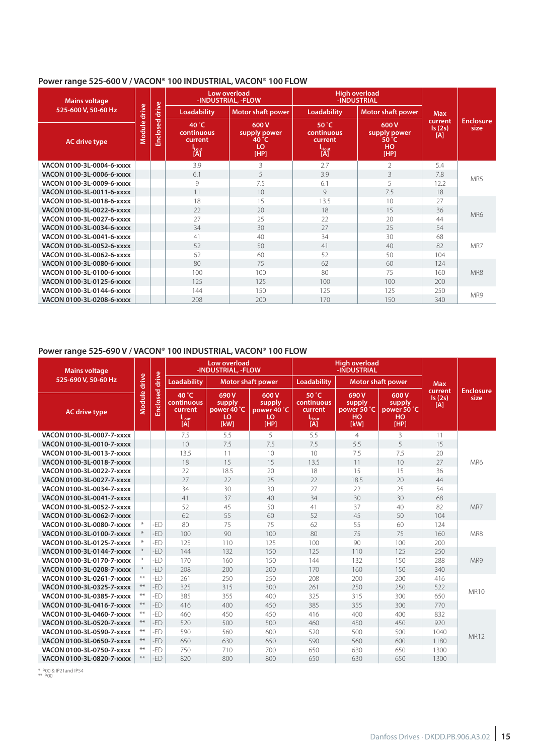## Power range 525-600 V / VACON® 100 INDUSTRIAL, VACON® 100 FLOW

| Mains voltage 525-600 V, 50-60 Hz | Module drive | Enclosed drive | Low overload -INDUSTRIAL, -FLOW | | High overload -INDUSTRIAL | | Max current Is (2s) [A] | Enclosure size |
|---|---|---|---|---|---|---|---|---|
| | | | Loadability | Motor shaft power | Loadability | Motor shaft power | | |
| AC drive type | | | 40 °C continuous current $I_{Lout}$ [A] | 600 V supply power 40 °C LO [HP] | 50 °C continuous current $I_{Hout}$ [A] | 600 V supply power 50 °C HO [HP] | | |
| VACON 0100-3L-0004-6-xxxx | | | 3.9 | 3 | 2.7 | 2 | 5.4 | MR5 |
| VACON 0100-3L-0006-6-xxxx | | | 6.1 | 5 | 3.9 | 3 | 7.8 | MR5 |
| VACON 0100-3L-0009-6-xxxx | | | 9 | 7.5 | 6.1 | 5 | 12.2 | MR5 |
| VACON 0100-3L-0011-6-xxxx | | | 11 | 10 | 9 | 7.5 | 18 | MR5 |
| VACON 0100-3L-0018-6-xxxx | | | 18 | 15 | 13.5 | 10 | 27 | MR6 |
| VACON 0100-3L-0022-6-xxxx | | | 22 | 20 | 18 | 15 | 36 | MR6 |
| VACON 0100-3L-0027-6-xxxx | | | 27 | 25 | 22 | 20 | 44 | MR6 |
| VACON 0100-3L-0034-6-xxxx | | | 34 | 30 | 27 | 25 | 54 | MR6 |
| VACON 0100-3L-0041-6-xxxx | | | 41 | 40 | 34 | 30 | 68 | MR7 |
| VACON 0100-3L-0052-6-xxxx | | | 52 | 50 | 41 | 40 | 82 | MR7 |
| VACON 0100-3L-0062-6-xxxx | | | 62 | 60 | 52 | 50 | 104 | MR7 |
| VACON 0100-3L-0080-6-xxxx | | | 80 | 75 | 62 | 60 | 124 | MR8 |
| VACON 0100-3L-0100-6-xxxx | | | 100 | 100 | 80 | 75 | 160 | MR8 |
| VACON 0100-3L-0125-6-xxxx | | | 125 | 125 | 100 | 100 | 200 | MR8 |
| VACON 0100-3L-0144-6-xxxx | | | 144 | 150 | 125 | 125 | 250 | MR9 |
| VACON 0100-3L-0208-6-xxxx | | | 208 | 200 | 170 | 150 | 340 | MR9 |

## Power range 525-690 V / VACON® 100 INDUSTRIAL, VACON® 100 FLOW

| Mains voltage 525-690 V, 50-60 Hz | Module drive | Enclosed drive | Low overload -INDUSTRIAL, -FLOW | | | High overload -INDUSTRIAL | | | Max current Is (2s) [A] | Enclosure size |
|---|---|---|---|---|---|---|---|---|---|---|
| | | | Loadability | Motor shaft power | | Loadability | Motor shaft power | | | |
| AC drive type | | | 40 °C continuous current $I_{Lout}$ [A] | 690 V supply power 40 °C LO [kW] | 600 V supply power 40 °C LO [HP] | 50 °C continuous current $I_{Hout}$ [A] | 690 V supply power 50 °C HO [kW] | 600 V supply power 50 °C HO [HP] | | |
| VACON 0100-3L-0007-7-xxxx | | | 7.5 | 5.5 | 5 | 5.5 | 4 | 3 | 11 | MR6 |
| VACON 0100-3L-0010-7-xxxx | | | 10 | 7.5 | 7.5 | 7.5 | 5.5 | 5 | 15 | MR6 |
| VACON 0100-3L-0013-7-xxxx | | | 13.5 | 11 | 10 | 10 | 7.5 | 7.5 | 20 | MR6 |
| VACON 0100-3L-0018-7-xxxx | | | 18 | 15 | 15 | 13.5 | 11 | 10 | 27 | MR6 |
| VACON 0100-3L-0022-7-xxxx | | | 22 | 18.5 | 20 | 18 | 15 | 15 | 36 | MR6 |
| VACON 0100-3L-0027-7-xxxx | | | 27 | 22 | 25 | 22 | 18.5 | 20 | 44 | MR6 |
| VACON 0100-3L-0034-7-xxxx | | | 34 | 30 | 30 | 27 | 22 | 25 | 54 | MR6 |
| VACON 0100-3L-0041-7-xxxx | | | 41 | 37 | 40 | 34 | 30 | 30 | 68 | MR7 |
| VACON 0100-3L-0052-7-xxxx | | | 52 | 45 | 50 | 41 | 37 | 40 | 82 | MR7 |
| VACON 0100-3L-0062-7-xxxx | | | 62 | 55 | 60 | 52 | 45 | 50 | 104 | MR7 |
| VACON 0100-3L-0080-7-xxxx | * | -ED | 80 | 75 | 75 | 62 | 55 | 60 | 124 | MR8 |
| VACON 0100-3L-0100-7-xxxx | * | -ED | 100 | 90 | 100 | 80 | 75 | 75 | 160 | MR8 |
| VACON 0100-3L-0125-7-xxxx | * | -ED | 125 | 110 | 125 | 100 | 90 | 100 | 200 | MR8 |
| VACON 0100-3L-0144-7-xxxx | * | -ED | 144 | 132 | 150 | 125 | 110 | 125 | 250 | MR9 |
| VACON 0100-3L-0170-7-xxxx | * | -ED | 170 | 160 | 150 | 144 | 132 | 150 | 288 | MR9 |
| VACON 0100-3L-0208-7-xxxx | * | -ED | 208 | 200 | 200 | 170 | 160 | 150 | 340 | MR9 |
| VACON 0100-3L-0261-7-xxxx | ** | -ED | 261 | 250 | 250 | 208 | 200 | 200 | 416 | MR10 |
| VACON 0100-3L-0325-7-xxxx | ** | -ED | 325 | 315 | 300 | 261 | 250 | 250 | 522 | MR10 |
| VACON 0100-3L-0385-7-xxxx | ** | -ED | 385 | 355 | 400 | 325 | 315 | 300 | 650 | MR10 |
| VACON 0100-3L-0416-7-xxxx | ** | -ED | 416 | 400 | 450 | 385 | 355 | 300 | 770 | MR10 |
| VACON 0100-3L-0460-7-xxxx | ** | -ED | 460 | 450 | 450 | 416 | 400 | 400 | 832 | MR12 |
| VACON 0100-3L-0520-7-xxxx | ** | -ED | 520 | 500 | 500 | 460 | 450 | 450 | 920 | MR12 |
| VACON 0100-3L-0590-7-xxxx | ** | -ED | 590 | 560 | 600 | 520 | 500 | 500 | 1040 | MR12 |
| VACON 0100-3L-0650-7-xxxx | ** | -ED | 650 | 630 | 650 | 590 | 560 | 600 | 1180 | MR12 |
| VACON 0100-3L-0750-7-xxxx | ** | -ED | 750 | 710 | 700 | 650 | 630 | 650 | 1300 | MR12 |
| VACON 0100-3L-0820-7-xxxx | ** | -ED | 820 | 800 | 800 | 650 | 630 | 650 | 1300 | MR12 |

\* IP00 & IP21 and IP54
\*\* IP00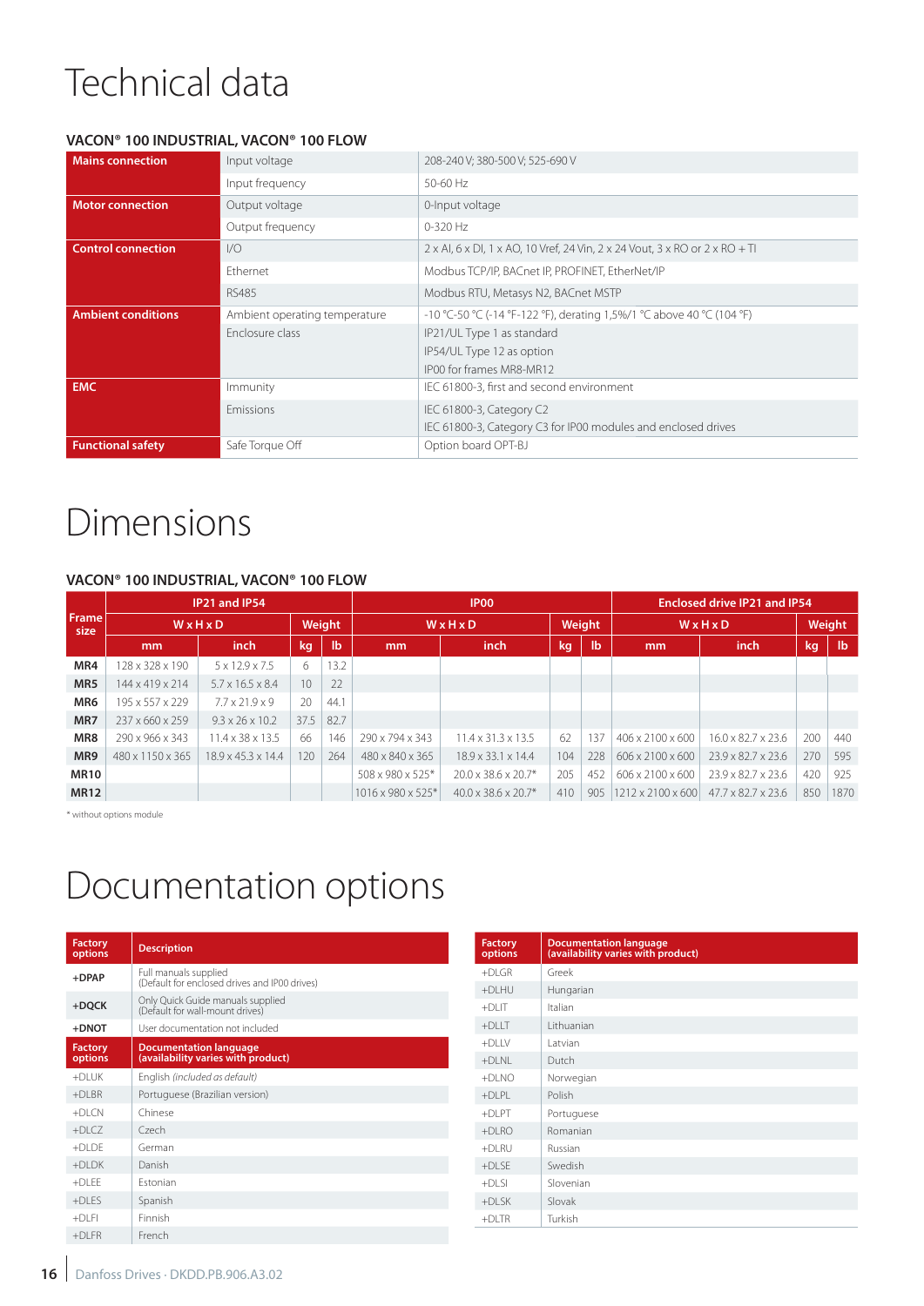# Technical data

### VACON® 100 INDUSTRIAL, VACON® 100 FLOW

| | | |
|---|---|---|
| **Mains connection** | Input voltage | 208-240 V; 380-500 V; 525-690 V |
| | Input frequency | 50-60 Hz |
| **Motor connection** | Output voltage | 0-Input voltage |
| | Output frequency | 0-320 Hz |
| **Control connection** | I/O | 2 x AI, 6 x DI, 1 x AO, 10 Vref, 24 Vin, 2 x 24 Vout, 3 x RO or 2 x RO + TI |
| | Ethernet | Modbus TCP/IP, BACnet IP, PROFINET, EtherNet/IP |
| | RS485 | Modbus RTU, Metasys N2, BACnet MSTP |
| **Ambient conditions** | Ambient operating temperature | -10 °C-50 °C (-14 °F-122 °F), derating 1,5%/1 °C above 40 °C (104 °F) |
| | Enclosure class | IP21/UL Type 1 as standard<br>IP54/UL Type 12 as option<br>IP00 for frames MR8-MR12 |
| **EMC** | Immunity | IEC 61800-3, first and second environment |
| | Emissions | IEC 61800-3, Category C2<br>IEC 61800-3, Category C3 for IP00 modules and enclosed drives |
| **Functional safety** | Safe Torque Off | Option board OPT-BJ |

# Dimensions

### VACON® 100 INDUSTRIAL, VACON® 100 FLOW

| Frame size | IP21 and IP54 | | | | IP00 | | | | Enclosed drive IP21 and IP54 | | | |
|---|---|---|---|---|---|---|---|---|---|---|---|---|
| | W x H x D | | Weight | | W x H x D | | Weight | | W x H x D | | Weight | |
| | mm | inch | kg | lb | mm | inch | kg | lb | mm | inch | kg | lb |
| **MR4** | 128 x 328 x 190 | 5 x 12.9 x 7.5 | 6 | 13.2 | | | | | | | | |
| **MR5** | 144 x 419 x 214 | 5.7 x 16.5 x 8.4 | 10 | 22 | | | | | | | | |
| **MR6** | 195 x 557 x 229 | 7.7 x 21.9 x 9 | 20 | 44.1 | | | | | | | | |
| **MR7** | 237 x 660 x 259 | 9.3 x 26 x 10.2 | 37.5 | 82.7 | | | | | | | | |
| **MR8** | 290 x 966 x 343 | 11.4 x 38 x 13.5 | 66 | 146 | 290 x 794 x 343 | 11.4 x 31.3 x 13.5 | 62 | 137 | 406 x 2100 x 600 | 16.0 x 82.7 x 23.6 | 200 | 440 |
| **MR9** | 480 x 1150 x 365 | 18.9 x 45.3 x 14.4 | 120 | 264 | 480 x 840 x 365 | 18.9 x 33.1 x 14.4 | 104 | 228 | 606 x 2100 x 600 | 23.9 x 82.7 x 23.6 | 270 | 595 |
| **MR10** | | | | | 508 x 980 x 525* | 20.0 x 38.6 x 20.7* | 205 | 452 | 606 x 2100 x 600 | 23.9 x 82.7 x 23.6 | 420 | 925 |
| **MR12** | | | | | 1016 x 980 x 525* | 40.0 x 38.6 x 20.7* | 410 | 905 | 1212 x 2100 x 600 | 47.7 x 82.7 x 23.6 | 850 | 1870 |

\* without options module

# Documentation options

| Factory options | Description |
|---|---|
| **+DPAP** | Full manuals supplied (Default for enclosed drives and IP00 drives) |
| **+DQCK** | Only Quick Guide manuals supplied (Default for wall-mount drives) |
| **+DNOT** | User documentation not included |

| Factory options | Documentation language (availability varies with product) |
|---|---|
| +DLUK | English *(included as default)* |
| +DLBR | Portuguese (Brazilian version) |
| +DLCN | Chinese |
| +DLCZ | Czech |
| +DLDE | German |
| +DLDK | Danish |
| +DLEE | Estonian |
| +DLES | Spanish |
| +DLFI | Finnish |
| +DLFR | French |
| +DLGR | Greek |
| +DLHU | Hungarian |
| +DLIT | Italian |
| +DLLT | Lithuanian |
| +DLLV | Latvian |
| +DLNL | Dutch |
| +DLNO | Norwegian |
| +DLPL | Polish |
| +DLPT | Portuguese |
| +DLRO | Romanian |
| +DLRU | Russian |
| +DLSE | Swedish |
| +DLSI | Slovenian |
| +DLSK | Slovak |
| +DLTR | Turkish |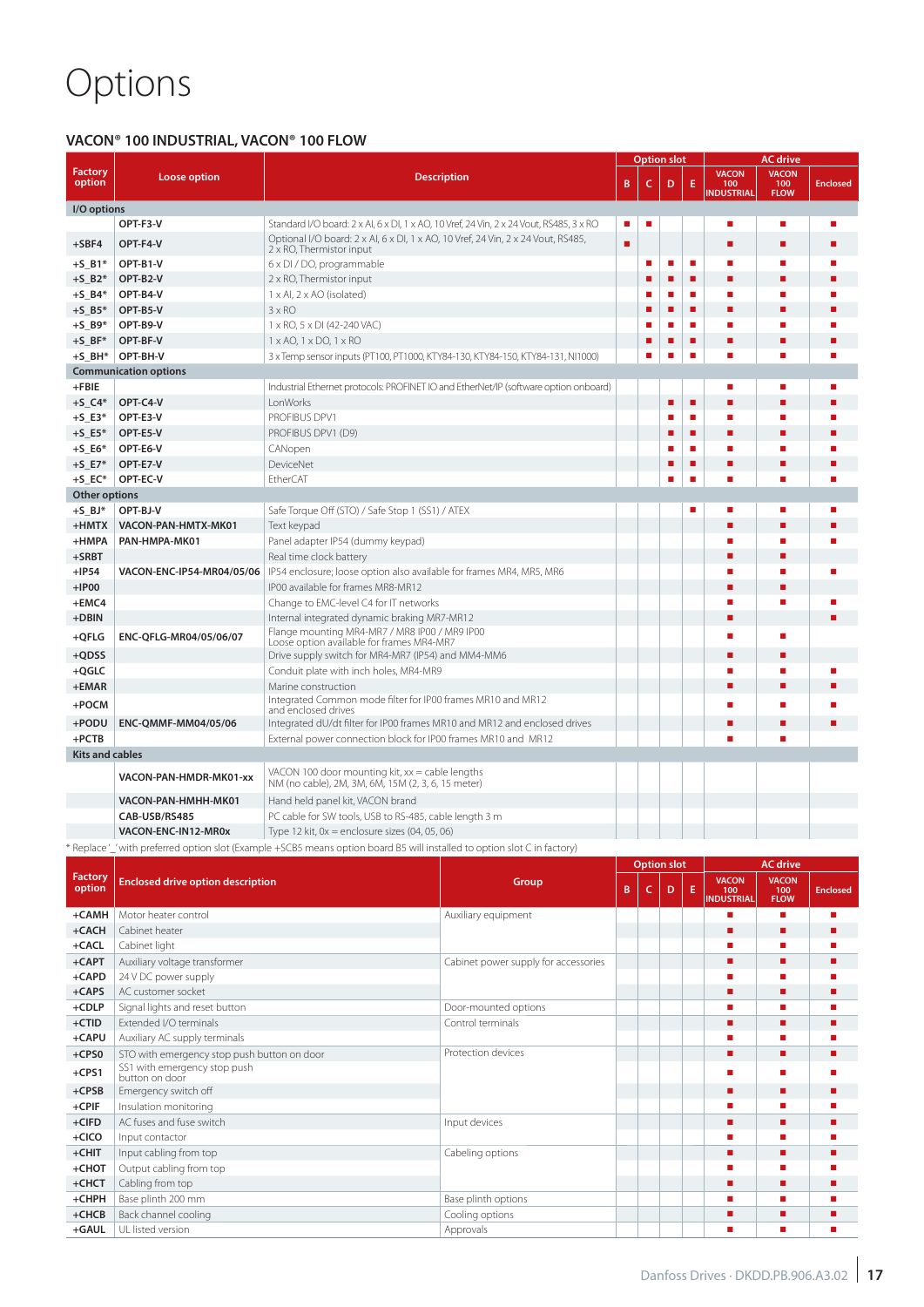# Options

## VACON® 100 INDUSTRIAL, VACON® 100 FLOW

| Factory option | Loose option | Description | Option slot B | Option slot C | Option slot D | Option slot E | AC drive VACON 100 INDUSTRIAL | AC drive VACON 100 FLOW | AC drive Enclosed |
|---|---|---|---|---|---|---|---|---|---|
| **I/O options** | | | | | | | | | |
| | OPT-F3-V | Standard I/O board: 2 x AI, 6 x DI, 1 x AO, 10 Vref, 24 Vin, 2 x 24 Vout, RS485, 3 x RO | ■ | ■ | | | ■ | ■ | ■ |
| +SBF4 | OPT-F4-V | Optional I/O board: 2 x AI, 6 x DI, 1 x AO, 10 Vref, 24 Vin, 2 x 24 Vout, RS485, 2 x RO, Thermistor input | ■ | | | | ■ | ■ | ■ |
| +S_B1* | OPT-B1-V | 6 x DI / DO, programmable | | ■ | ■ | ■ | ■ | ■ | ■ |
| +S_B2* | OPT-B2-V | 2 x RO, Thermistor input | | ■ | ■ | ■ | ■ | ■ | ■ |
| +S_B4* | OPT-B4-V | 1 x AI, 2 x AO (isolated) | | ■ | ■ | ■ | ■ | ■ | ■ |
| +S_B5* | OPT-B5-V | 3 x RO | | ■ | ■ | ■ | ■ | ■ | ■ |
| +S_B9* | OPT-B9-V | 1 x RO, 5 x DI (42-240 VAC) | | ■ | ■ | ■ | ■ | ■ | ■ |
| +S_BF* | OPT-BF-V | 1 x AO, 1 x DO, 1 x RO | | ■ | ■ | ■ | ■ | ■ | ■ |
| +S_BH* | OPT-BH-V | 3 x Temp sensor inputs (PT100, PT1000, KTY84-130, KTY84-150, KTY84-131, NI1000) | | ■ | ■ | ■ | ■ | ■ | ■ |
| **Communication options** | | | | | | | | | |
| +FBIE | | Industrial Ethernet protocols: PROFINET IO and EtherNet/IP (software option onboard) | | | | | ■ | ■ | ■ |
| +S_C4* | OPT-C4-V | LonWorks | | | ■ | ■ | ■ | ■ | ■ |
| +S_E3* | OPT-E3-V | PROFIBUS DPV1 | | | ■ | ■ | ■ | ■ | ■ |
| +S_E5* | OPT-E5-V | PROFIBUS DPV1 (D9) | | | ■ | ■ | ■ | ■ | ■ |
| +S_E6* | OPT-E6-V | CANopen | | | ■ | ■ | ■ | ■ | ■ |
| +S_E7* | OPT-E7-V | DeviceNet | | | ■ | ■ | ■ | ■ | ■ |
| +S_EC* | OPT-EC-V | EtherCAT | | | ■ | ■ | ■ | ■ | ■ |
| **Other options** | | | | | | | | | |
| +S_BJ* | OPT-BJ-V | Safe Torque Off (STO) / Safe Stop 1 (SS1) / ATEX | | | | ■ | ■ | ■ | ■ |
| +HMTX | VACON-PAN-HMTX-MK01 | Text keypad | | | | | ■ | ■ | ■ |
| +HMPA | PAN-HMPA-MK01 | Panel adapter IP54 (dummy keypad) | | | | | ■ | ■ | ■ |
| +SRBT | | Real time clock battery | | | | | ■ | ■ | |
| +IP54 | VACON-ENC-IP54-MR04/05/06 | IP54 enclosure; loose option also available for frames MR4, MR5, MR6 | | | | | ■ | ■ | ■ |
| +IP00 | | IP00 available for frames MR8-MR12 | | | | | ■ | ■ | |
| +EMC4 | | Change to EMC-level C4 for IT networks | | | | | ■ | ■ | ■ |
| +DBIN | | Internal integrated dynamic braking MR7-MR12 | | | | | ■ | | ■ |
| +QFLG | ENC-QFLG-MR04/05/06/07 | Flange mounting MR4-MR7 / MR8 IP00 / MR9 IP00 Loose option available for frames MR4-MR7 | | | | | ■ | ■ | |
| +QDSS | | Drive supply switch for MR4-MR7 (IP54) and MM4-MM6 | | | | | ■ | ■ | |
| +QGLC | | Conduit plate with inch holes, MR4-MR9 | | | | | ■ | ■ | ■ |
| +EMAR | | Marine construction | | | | | ■ | ■ | ■ |
| +POCM | | Integrated Common mode filter for IP00 frames MR10 and MR12 and enclosed drives | | | | | ■ | ■ | ■ |
| +PODU | ENC-QMMF-MM04/05/06 | Integrated dU/dt filter for IP00 frames MR10 and MR12 and enclosed drives | | | | | ■ | ■ | ■ |
| +PCTB | | External power connection block for IP00 frames MR10 and MR12 | | | | | ■ | ■ | |
| **Kits and cables** | | | | | | | | | |
| | VACON-PAN-HMDR-MK01-xx | VACON 100 door mounting kit, xx = cable lengths NM (no cable), 2M, 3M, 6M, 15M (2, 3, 6, 15 meter) | | | | | | | |
| | VACON-PAN-HMHH-MK01 | Hand held panel kit, VACON brand | | | | | | | |
| | CAB-USB/RS485 | PC cable for SW tools, USB to RS-485, cable length 3 m | | | | | | | |
| | VACON-ENC-IN12-MR0x | Type 12 kit, 0x = enclosure sizes (04, 05, 06) | | | | | | | |

* Replace '_' with preferred option slot (Example +SCB5 means option board B5 will installed to option slot C in factory)

| Factory option | Enclosed drive option description | Group | Option slot B | Option slot C | Option slot D | Option slot E | AC drive VACON 100 INDUSTRIAL | AC drive VACON 100 FLOW | AC drive Enclosed |
|---|---|---|---|---|---|---|---|---|---|
| +CAMH | Motor heater control | Auxiliary equipment | | | | | ■ | ■ | ■ |
| +CACH | Cabinet heater | | | | | | ■ | ■ | ■ |
| +CACL | Cabinet light | | | | | | ■ | ■ | ■ |
| +CAPT | Auxiliary voltage transformer | Cabinet power supply for accessories | | | | | ■ | ■ | ■ |
| +CAPD | 24 V DC power supply | | | | | | ■ | ■ | ■ |
| +CAPS | AC customer socket | | | | | | ■ | ■ | ■ |
| +CDLP | Signal lights and reset button | Door-mounted options | | | | | ■ | ■ | ■ |
| +CTID | Extended I/O terminals | Control terminals | | | | | ■ | ■ | ■ |
| +CAPU | Auxiliary AC supply terminals | | | | | | ■ | ■ | ■ |
| +CPS0 | STO with emergency stop push button on door | Protection devices | | | | | ■ | ■ | ■ |
| +CPS1 | SS1 with emergency stop push button on door | | | | | | ■ | ■ | ■ |
| +CPSB | Emergency switch off | | | | | | ■ | ■ | ■ |
| +CPIF | Insulation monitoring | | | | | | ■ | ■ | ■ |
| +CIFD | AC fuses and fuse switch | Input devices | | | | | ■ | ■ | ■ |
| +CICO | Input contactor | | | | | | ■ | ■ | ■ |
| +CHIT | Input cabling from top | Cabeling options | | | | | ■ | ■ | ■ |
| +CHOT | Output cabling from top | | | | | | ■ | ■ | ■ |
| +CHCT | Cabling from top | | | | | | ■ | ■ | ■ |
| +CHPH | Base plinth 200 mm | Base plinth options | | | | | ■ | ■ | ■ |
| +CHCB | Back channel cooling | Cooling options | | | | | ■ | ■ | ■ |
| +GAUL | UL listed version | Approvals | | | | | ■ | ■ | ■ |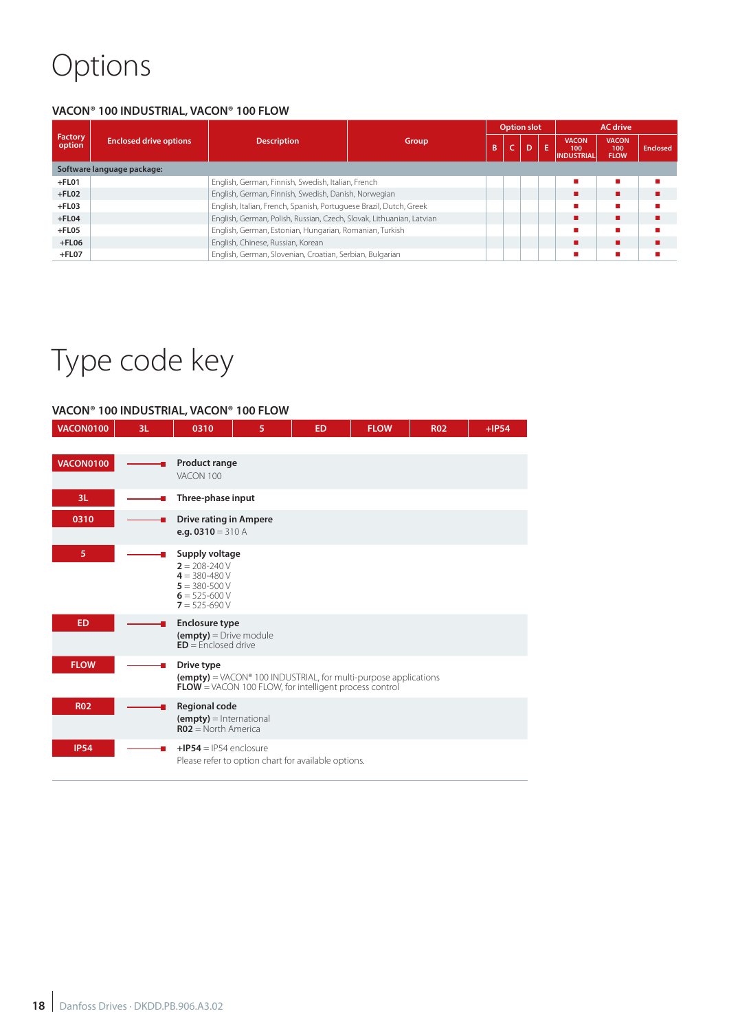# Options

### VACON® 100 INDUSTRIAL, VACON® 100 FLOW

| Factory option | Enclosed drive options | Description | Group | Option slot | | | | AC drive | | |
|---|---|---|---|---|---|---|---|---|---|---|
| | | | | B | C | D | E | VACON 100 INDUSTRIAL | VACON 100 FLOW | Enclosed |
| **Software language package:** | | | | | | | | | | |
| +FL01 | | English, German, Finnish, Swedish, Italian, French | | | | | | ■ | ■ | ■ |
| +FL02 | | English, German, Finnish, Swedish, Danish, Norwegian | | | | | | ■ | ■ | ■ |
| +FL03 | | English, Italian, French, Spanish, Portuguese Brazil, Dutch, Greek | | | | | | ■ | ■ | ■ |
| +FL04 | | English, German, Polish, Russian, Czech, Slovak, Lithuanian, Latvian | | | | | | ■ | ■ | ■ |
| +FL05 | | English, German, Estonian, Hungarian, Romanian, Turkish | | | | | | ■ | ■ | ■ |
| +FL06 | | English, Chinese, Russian, Korean | | | | | | ■ | ■ | ■ |
| +FL07 | | English, German, Slovenian, Croatian, Serbian, Bulgarian | | | | | | ■ | ■ | ■ |

# Type code key

### VACON® 100 INDUSTRIAL, VACON® 100 FLOW

| VACON0100 | 3L | 0310 | 5 | ED | FLOW | R02 | +IP54 |
|---|---|---|---|---|---|---|---|

**VACON0100** → **Product range**
VACON 100

**3L** → **Three-phase input**

**0310** → **Drive rating in Ampere**
**e.g. 0310** = 310 A

**5** → **Supply voltage**
**2** = 208-240 V
**4** = 380-480 V
**5** = 380-500 V
**6** = 525-600 V
**7** = 525-690 V

**ED** → **Enclosure type**
**(empty)** = Drive module
**ED** = Enclosed drive

**FLOW** → **Drive type**
**(empty)** = VACON® 100 INDUSTRIAL, for multi-purpose applications
**FLOW** = VACON 100 FLOW, for intelligent process control

**R02** → **Regional code**
**(empty)** = International
**R02** = North America

**IP54** → **+IP54** = IP54 enclosure
Please refer to option chart for available options.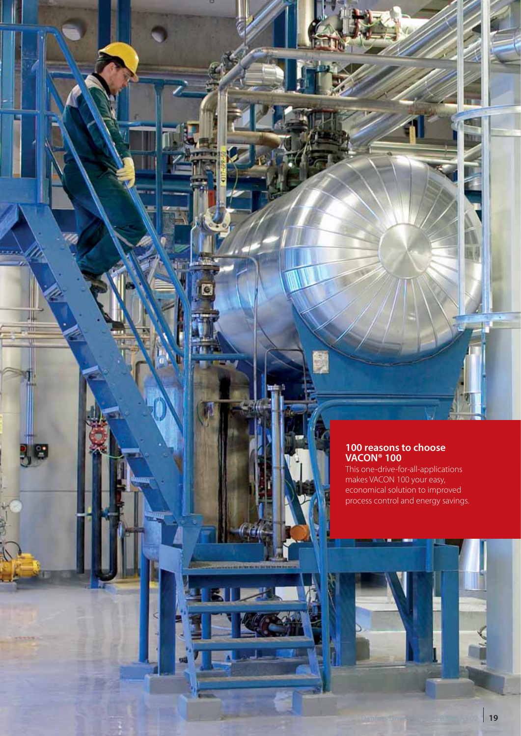**100 reasons to choose VACON® 100**

This one-drive-for-all-applications makes VACON 100 your easy, economical solution to improved process control and energy savings.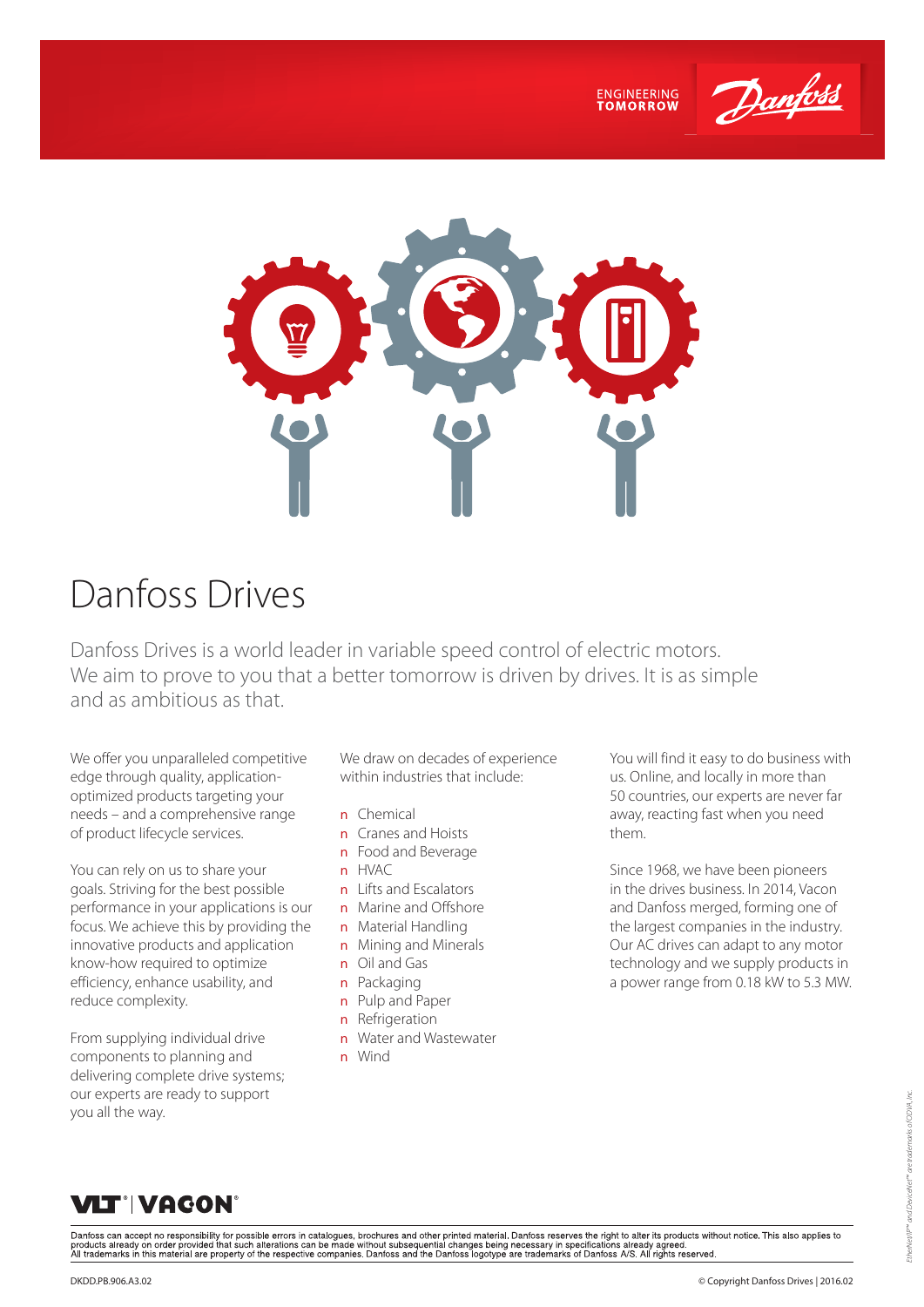ENGINEERING TOMORROW

# Danfoss Drives

Danfoss Drives is a world leader in variable speed control of electric motors. We aim to prove to you that a better tomorrow is driven by drives. It is as simple and as ambitious as that.

We offer you unparalleled competitive edge through quality, application-optimized products targeting your needs – and a comprehensive range of product lifecycle services.

You can rely on us to share your goals. Striving for the best possible performance in your applications is our focus. We achieve this by providing the innovative products and application know-how required to optimize efficiency, enhance usability, and reduce complexity.

From supplying individual drive components to planning and delivering complete drive systems; our experts are ready to support you all the way.

We draw on decades of experience within industries that include:

- Chemical
- Cranes and Hoists
- Food and Beverage
- HVAC
- Lifts and Escalators
- Marine and Offshore
- Material Handling
- Mining and Minerals
- Oil and Gas
- Packaging
- Pulp and Paper
- Refrigeration
- Water and Wastewater
- Wind

You will find it easy to do business with us. Online, and locally in more than 50 countries, our experts are never far away, reacting fast when you need them.

Since 1968, we have been pioneers in the drives business. In 2014, Vacon and Danfoss merged, forming one of the largest companies in the industry. Our AC drives can adapt to any motor technology and we supply products in a power range from 0.18 kW to 5.3 MW.

VLT® | VACON®

Danfoss can accept no responsibility for possible errors in catalogues, brochures and other printed material. Danfoss reserves the right to alter its products without notice. This also applies to products already on order provided that such alterations can be made without subsequential changes being necessary in specifications already agreed. All trademarks in this material are property of the respective companies. Danfoss and the Danfoss logotype are trademarks of Danfoss A/S. All rights reserved.

EtherNet/IP™ and DeviceNet™ are trademarks of ODVA, Inc.

DKDD.PB.906.A3.02

© Copyright Danfoss Drives | 2016.02